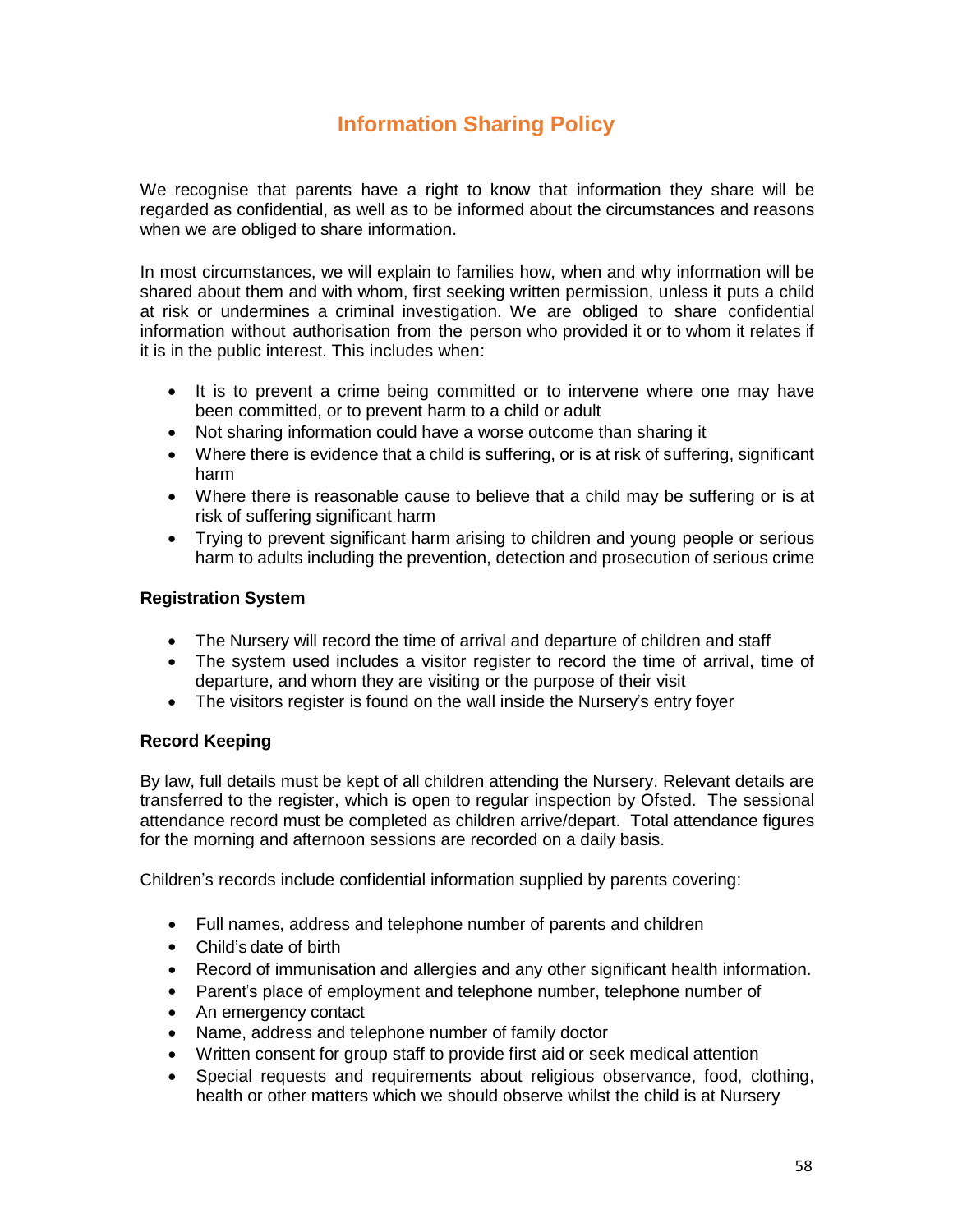# Information Sharing Policy

We recognise that parents have a right to know that information they share will be regarded as confidential, as well as to be informed about the circumstances and reasons when we are obliged to share information.

In most circumstances, we will explain to families how, when and why information will be shared about them and with whom, first seeking written permission, unless it puts a child at risk or undermines a criminal investigation. We are obliged to share confidential information without authorisation from the person who provided it or to whom it relates if it is in the public interest. This includes when:

- It is to prevent a crime being committed or to intervene where one may have been committed, or to prevent harm to a child or adult
- Not sharing information could have a worse outcome than sharing it
- Where there is evidence that a child is suffering, or is at risk of suffering, significant harm
- Where there is reasonable cause to believe that a child may be suffering or is at risk of suffering significant harm
- Trying to prevent significant harm arising to children and young people or serious harm to adults including the prevention, detection and prosecution of serious crime

### Registration System

- The Nursery will record the time of arrival and departure of children and staff
- The system used includes a visitor register to record the time of arrival, time of departure, and whom they are visiting or the purpose of their visit
- The visitors register is found on the wall inside the Nursery's entry foyer

### Record Keeping

By law, full details must be kept of all children attending the Nursery. Relevant details are transferred to the register, which is open to regular inspection by Ofsted. The sessional attendance record must be completed as children arrive/depart. Total attendance figures for the morning and afternoon sessions are recorded on a daily basis.

Children's records include confidential information supplied by parents covering:

- Full names, address and telephone number of parents and children
- Child's date of birth
- Record of immunisation and allergies and any other significant health information.
- Parent's place of employment and telephone number, telephone number of
- An emergency contact
- Name, address and telephone number of family doctor
- Written consent for group staff to provide first aid or seek medical attention
- Special requests and requirements about religious observance, food, clothing, health or other matters which we should observe whilst the child is at Nursery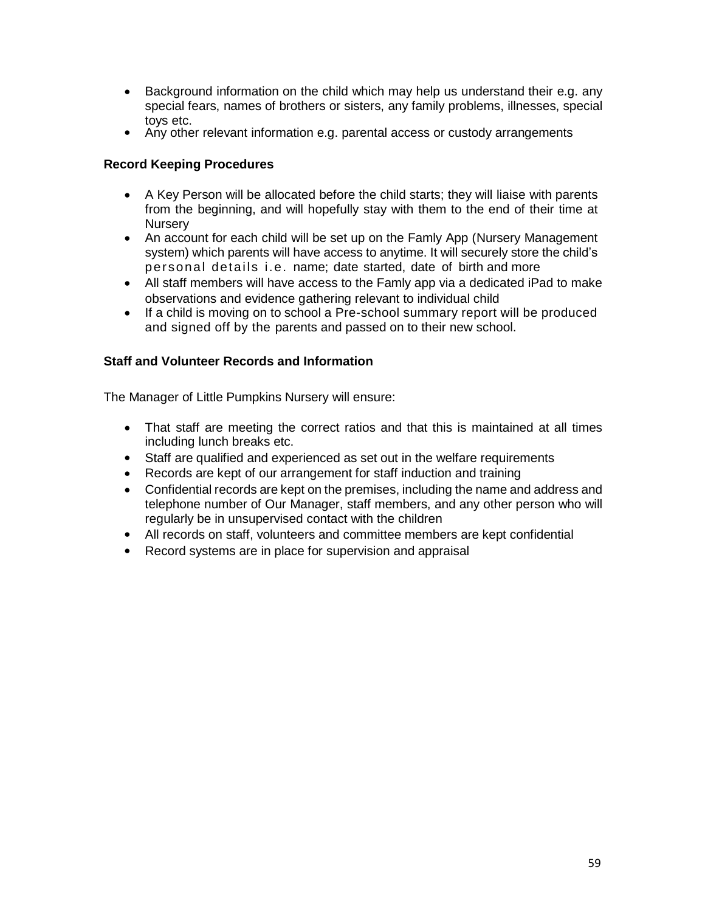- Background information on the child which may help us understand their e.g. any special fears, names of brothers or sisters, any family problems, illnesses, special toys etc.
- Any other relevant information e.g. parental access or custody arrangements

**Record Keeping Procedures**

- A Key Person will be allocated before the child starts; they will liaise with parents from the beginning, and will hopefully stay with them to the end of their time at Nursery
- An account for each child will be set up on the Famly App (Nursery Management system) which parents will have access to anytime. It will securely store the child's personal details i.e. name; date started, date of birth and more
- All staff members will have access to the Famly app via a dedicated iPad to make observations and evidence gathering relevant to individual child
- If a child is moving on to school a Pre-school summary report will be produced and signed off by the parents and passed on to their new school.

**Staff and Volunteer Records and Information**

The Manager of Little Pumpkins Nursery will ensure:

- That staff are meeting the correct ratios and that this is maintained at all times including lunch breaks etc.
- Staff are qualified and experienced as set out in the welfare requirements
- Records are kept of our arrangement for staff induction and training
- Confidential records are kept on the premises, including the name and address and telephone number of Our Manager, staff members, and any other person who will regularly be in unsupervised contact with the children
- All records on staff, volunteers and committee members are kept confidential
- Record systems are in place for supervision and appraisal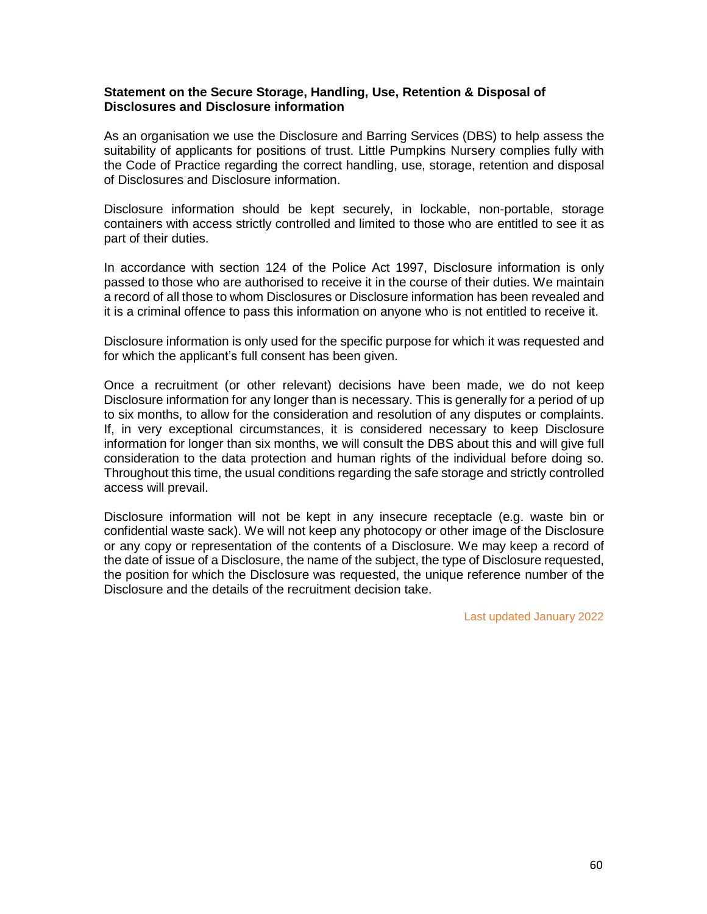**Statement on the Secure Storage, Handling, Use, Retention & Disposal of Disclosures and Disclosure information**

As an organisation we use the Disclosure and Barring Services (DBS) to help assess the suitability of applicants for positions of trust. Little Pumpkins Nursery complies fully with the Code of Practice regarding the correct handling, use, storage, retention and disposal of Disclosures and Disclosure information.

Disclosure information should be kept securely, in lockable, non-portable, storage containers with access strictly controlled and limited to those who are entitled to see it as part of their duties.

In accordance with section 124 of the Police Act 1997, Disclosure information is only passed to those who are authorised to receive it in the course of their duties. We maintain a record of all those to whom Disclosures or Disclosure information has been revealed and it is a criminal offence to pass this information on anyone who is not entitled to receive it.

Disclosure information is only used for the specific purpose for which it was requested and for which the applicant's full consent has been given.

Once a recruitment (or other relevant) decisions have been made, we do not keep Disclosure information for any longer than is necessary. This is generally for a period of up to six months, to allow for the consideration and resolution of any disputes or complaints. If, in very exceptional circumstances, it is considered necessary to keep Disclosure information for longer than six months, we will consult the DBS about this and will give full consideration to the data protection and human rights of the individual before doing so. Throughout this time, the usual conditions regarding the safe storage and strictly controlled access will prevail.

Disclosure information will not be kept in any insecure receptacle (e.g. waste bin or confidential waste sack). We will not keep any photocopy or other image of the Disclosure or any copy or representation of the contents of a Disclosure. We may keep a record of the date of issue of a Disclosure, the name of the subject, the type of Disclosure requested, the position for which the Disclosure was requested, the unique reference number of the Disclosure and the details of the recruitment decision take.

Last updated January 2022